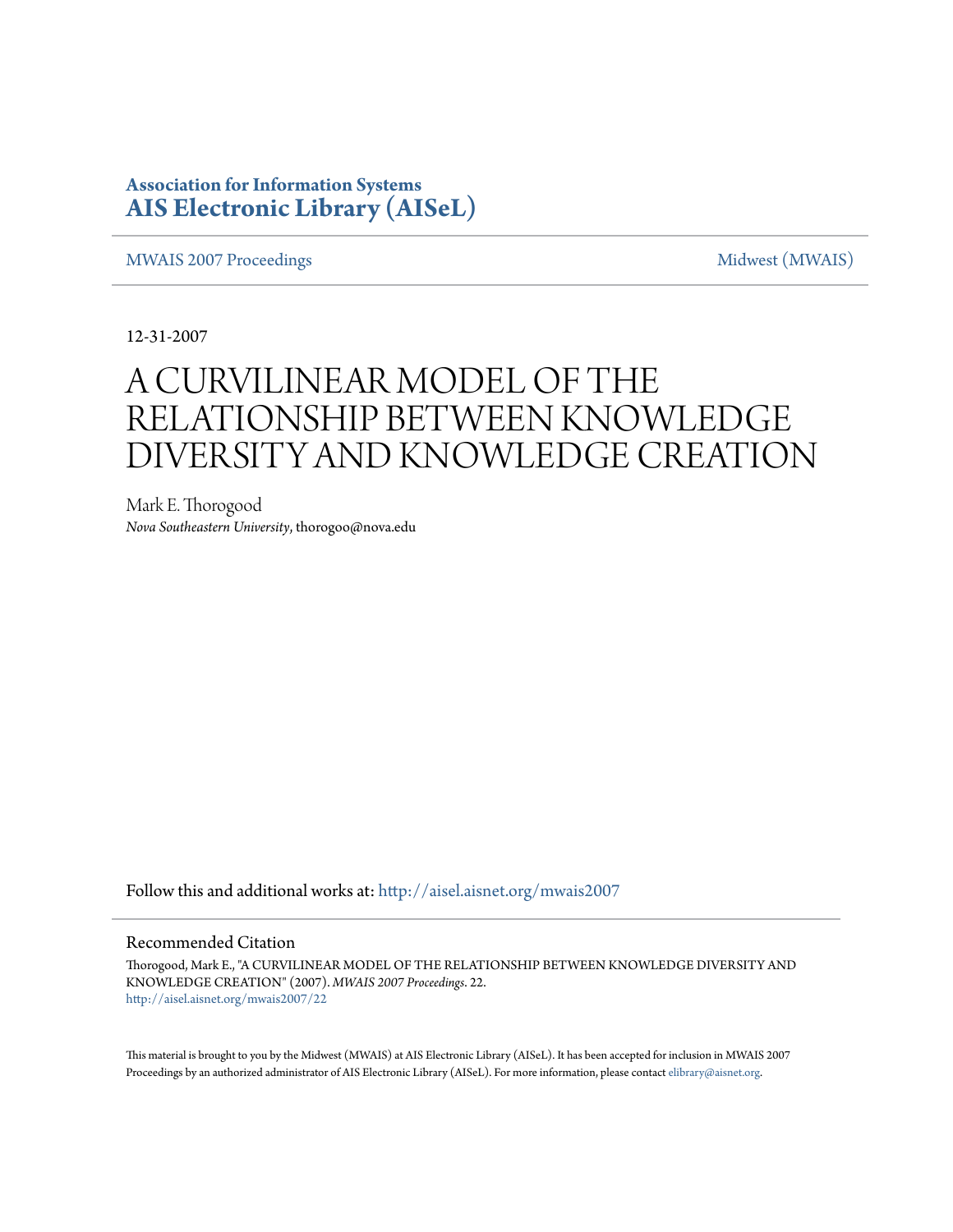**Association for Information Systems**
**AIS Electronic Library (AISeL)**

MWAIS 2007 Proceedings | Midwest (MWAIS)

12-31-2007

# A CURVILINEAR MODEL OF THE RELATIONSHIP BETWEEN KNOWLEDGE DIVERSITY AND KNOWLEDGE CREATION

Mark E. Thorogood
*Nova Southeastern University*, thorogoo@nova.edu

Follow this and additional works at: http://aisel.aisnet.org/mwais2007

## Recommended Citation

Thorogood, Mark E., "A CURVILINEAR MODEL OF THE RELATIONSHIP BETWEEN KNOWLEDGE DIVERSITY AND KNOWLEDGE CREATION" (2007). *MWAIS 2007 Proceedings*. 22.
http://aisel.aisnet.org/mwais2007/22

This material is brought to you by the Midwest (MWAIS) at AIS Electronic Library (AISeL). It has been accepted for inclusion in MWAIS 2007 Proceedings by an authorized administrator of AIS Electronic Library (AISeL). For more information, please contact elibrary@aisnet.org.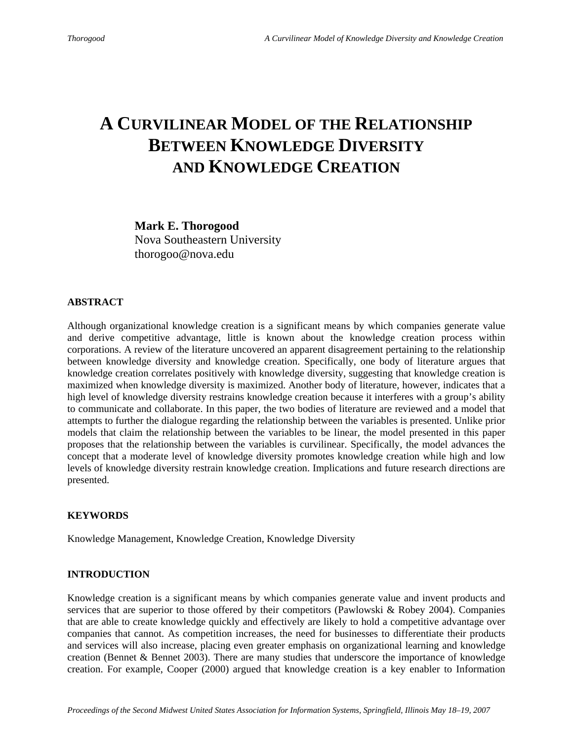# A CURVILINEAR MODEL OF THE RELATIONSHIP BETWEEN KNOWLEDGE DIVERSITY AND KNOWLEDGE CREATION

**Mark E. Thorogood**
Nova Southeastern University
thorogoo@nova.edu

## ABSTRACT

Although organizational knowledge creation is a significant means by which companies generate value and derive competitive advantage, little is known about the knowledge creation process within corporations. A review of the literature uncovered an apparent disagreement pertaining to the relationship between knowledge diversity and knowledge creation. Specifically, one body of literature argues that knowledge creation correlates positively with knowledge diversity, suggesting that knowledge creation is maximized when knowledge diversity is maximized. Another body of literature, however, indicates that a high level of knowledge diversity restrains knowledge creation because it interferes with a group's ability to communicate and collaborate. In this paper, the two bodies of literature are reviewed and a model that attempts to further the dialogue regarding the relationship between the variables is presented. Unlike prior models that claim the relationship between the variables to be linear, the model presented in this paper proposes that the relationship between the variables is curvilinear. Specifically, the model advances the concept that a moderate level of knowledge diversity promotes knowledge creation while high and low levels of knowledge diversity restrain knowledge creation. Implications and future research directions are presented.

## KEYWORDS

Knowledge Management, Knowledge Creation, Knowledge Diversity

## INTRODUCTION

Knowledge creation is a significant means by which companies generate value and invent products and services that are superior to those offered by their competitors (Pawlowski & Robey 2004). Companies that are able to create knowledge quickly and effectively are likely to hold a competitive advantage over companies that cannot. As competition increases, the need for businesses to differentiate their products and services will also increase, placing even greater emphasis on organizational learning and knowledge creation (Bennet & Bennet 2003). There are many studies that underscore the importance of knowledge creation. For example, Cooper (2000) argued that knowledge creation is a key enabler to Information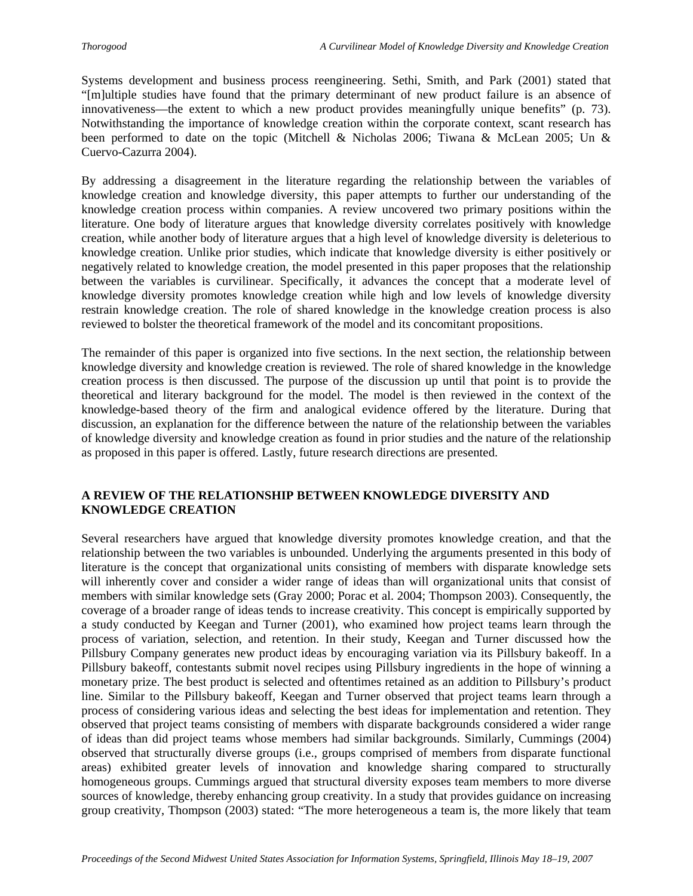Systems development and business process reengineering. Sethi, Smith, and Park (2001) stated that "[m]ultiple studies have found that the primary determinant of new product failure is an absence of innovativeness—the extent to which a new product provides meaningfully unique benefits" (p. 73). Notwithstanding the importance of knowledge creation within the corporate context, scant research has been performed to date on the topic (Mitchell & Nicholas 2006; Tiwana & McLean 2005; Un & Cuervo-Cazurra 2004).

By addressing a disagreement in the literature regarding the relationship between the variables of knowledge creation and knowledge diversity, this paper attempts to further our understanding of the knowledge creation process within companies. A review uncovered two primary positions within the literature. One body of literature argues that knowledge diversity correlates positively with knowledge creation, while another body of literature argues that a high level of knowledge diversity is deleterious to knowledge creation. Unlike prior studies, which indicate that knowledge diversity is either positively or negatively related to knowledge creation, the model presented in this paper proposes that the relationship between the variables is curvilinear. Specifically, it advances the concept that a moderate level of knowledge diversity promotes knowledge creation while high and low levels of knowledge diversity restrain knowledge creation. The role of shared knowledge in the knowledge creation process is also reviewed to bolster the theoretical framework of the model and its concomitant propositions.

The remainder of this paper is organized into five sections. In the next section, the relationship between knowledge diversity and knowledge creation is reviewed. The role of shared knowledge in the knowledge creation process is then discussed. The purpose of the discussion up until that point is to provide the theoretical and literary background for the model. The model is then reviewed in the context of the knowledge-based theory of the firm and analogical evidence offered by the literature. During that discussion, an explanation for the difference between the nature of the relationship between the variables of knowledge diversity and knowledge creation as found in prior studies and the nature of the relationship as proposed in this paper is offered. Lastly, future research directions are presented.

## A REVIEW OF THE RELATIONSHIP BETWEEN KNOWLEDGE DIVERSITY AND KNOWLEDGE CREATION

Several researchers have argued that knowledge diversity promotes knowledge creation, and that the relationship between the two variables is unbounded. Underlying the arguments presented in this body of literature is the concept that organizational units consisting of members with disparate knowledge sets will inherently cover and consider a wider range of ideas than will organizational units that consist of members with similar knowledge sets (Gray 2000; Porac et al. 2004; Thompson 2003). Consequently, the coverage of a broader range of ideas tends to increase creativity. This concept is empirically supported by a study conducted by Keegan and Turner (2001), who examined how project teams learn through the process of variation, selection, and retention. In their study, Keegan and Turner discussed how the Pillsbury Company generates new product ideas by encouraging variation via its Pillsbury bakeoff. In a Pillsbury bakeoff, contestants submit novel recipes using Pillsbury ingredients in the hope of winning a monetary prize. The best product is selected and oftentimes retained as an addition to Pillsbury's product line. Similar to the Pillsbury bakeoff, Keegan and Turner observed that project teams learn through a process of considering various ideas and selecting the best ideas for implementation and retention. They observed that project teams consisting of members with disparate backgrounds considered a wider range of ideas than did project teams whose members had similar backgrounds. Similarly, Cummings (2004) observed that structurally diverse groups (i.e., groups comprised of members from disparate functional areas) exhibited greater levels of innovation and knowledge sharing compared to structurally homogeneous groups. Cummings argued that structural diversity exposes team members to more diverse sources of knowledge, thereby enhancing group creativity. In a study that provides guidance on increasing group creativity, Thompson (2003) stated: "The more heterogeneous a team is, the more likely that team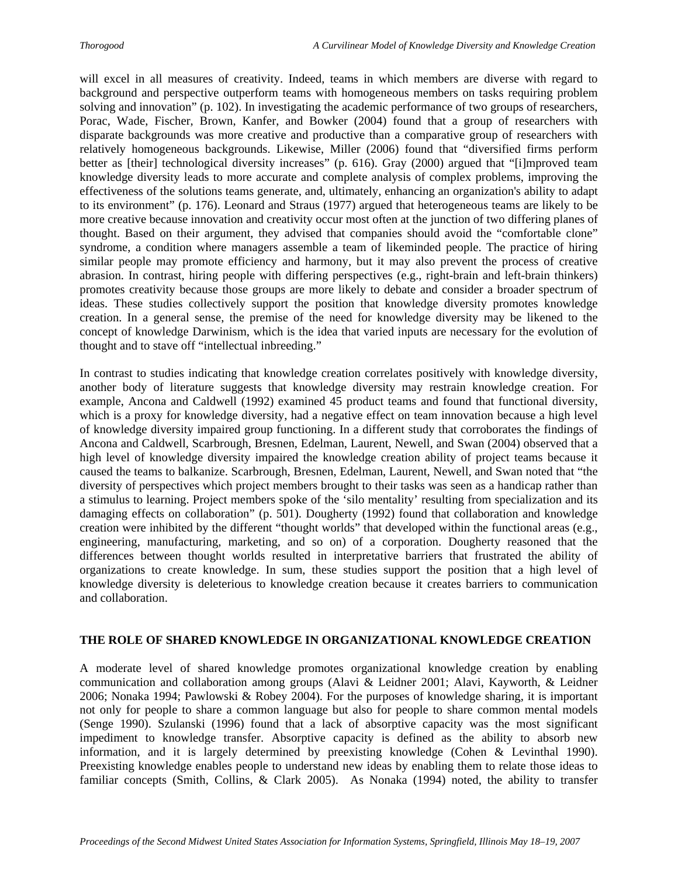will excel in all measures of creativity. Indeed, teams in which members are diverse with regard to background and perspective outperform teams with homogeneous members on tasks requiring problem solving and innovation" (p. 102). In investigating the academic performance of two groups of researchers, Porac, Wade, Fischer, Brown, Kanfer, and Bowker (2004) found that a group of researchers with disparate backgrounds was more creative and productive than a comparative group of researchers with relatively homogeneous backgrounds. Likewise, Miller (2006) found that "diversified firms perform better as [their] technological diversity increases" (p. 616). Gray (2000) argued that "[i]mproved team knowledge diversity leads to more accurate and complete analysis of complex problems, improving the effectiveness of the solutions teams generate, and, ultimately, enhancing an organization's ability to adapt to its environment" (p. 176). Leonard and Straus (1977) argued that heterogeneous teams are likely to be more creative because innovation and creativity occur most often at the junction of two differing planes of thought. Based on their argument, they advised that companies should avoid the "comfortable clone" syndrome, a condition where managers assemble a team of likeminded people. The practice of hiring similar people may promote efficiency and harmony, but it may also prevent the process of creative abrasion. In contrast, hiring people with differing perspectives (e.g., right-brain and left-brain thinkers) promotes creativity because those groups are more likely to debate and consider a broader spectrum of ideas. These studies collectively support the position that knowledge diversity promotes knowledge creation. In a general sense, the premise of the need for knowledge diversity may be likened to the concept of knowledge Darwinism, which is the idea that varied inputs are necessary for the evolution of thought and to stave off "intellectual inbreeding."

In contrast to studies indicating that knowledge creation correlates positively with knowledge diversity, another body of literature suggests that knowledge diversity may restrain knowledge creation. For example, Ancona and Caldwell (1992) examined 45 product teams and found that functional diversity, which is a proxy for knowledge diversity, had a negative effect on team innovation because a high level of knowledge diversity impaired group functioning. In a different study that corroborates the findings of Ancona and Caldwell, Scarbrough, Bresnen, Edelman, Laurent, Newell, and Swan (2004) observed that a high level of knowledge diversity impaired the knowledge creation ability of project teams because it caused the teams to balkanize. Scarbrough, Bresnen, Edelman, Laurent, Newell, and Swan noted that "the diversity of perspectives which project members brought to their tasks was seen as a handicap rather than a stimulus to learning. Project members spoke of the 'silo mentality' resulting from specialization and its damaging effects on collaboration" (p. 501). Dougherty (1992) found that collaboration and knowledge creation were inhibited by the different "thought worlds" that developed within the functional areas (e.g., engineering, manufacturing, marketing, and so on) of a corporation. Dougherty reasoned that the differences between thought worlds resulted in interpretative barriers that frustrated the ability of organizations to create knowledge. In sum, these studies support the position that a high level of knowledge diversity is deleterious to knowledge creation because it creates barriers to communication and collaboration.

## THE ROLE OF SHARED KNOWLEDGE IN ORGANIZATIONAL KNOWLEDGE CREATION

A moderate level of shared knowledge promotes organizational knowledge creation by enabling communication and collaboration among groups (Alavi & Leidner 2001; Alavi, Kayworth, & Leidner 2006; Nonaka 1994; Pawlowski & Robey 2004). For the purposes of knowledge sharing, it is important not only for people to share a common language but also for people to share common mental models (Senge 1990). Szulanski (1996) found that a lack of absorptive capacity was the most significant impediment to knowledge transfer. Absorptive capacity is defined as the ability to absorb new information, and it is largely determined by preexisting knowledge (Cohen & Levinthal 1990). Preexisting knowledge enables people to understand new ideas by enabling them to relate those ideas to familiar concepts (Smith, Collins, & Clark 2005). As Nonaka (1994) noted, the ability to transfer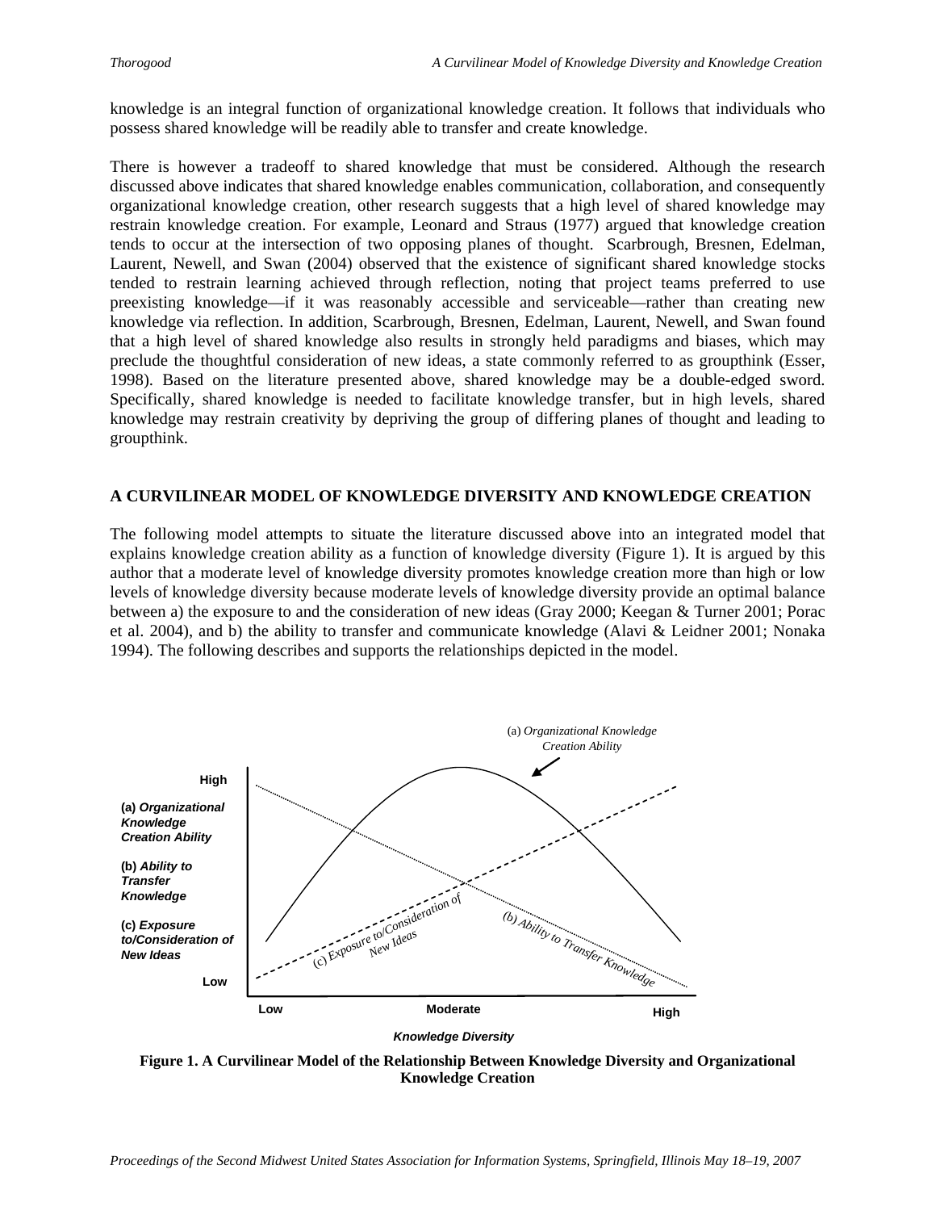knowledge is an integral function of organizational knowledge creation. It follows that individuals who possess shared knowledge will be readily able to transfer and create knowledge.

There is however a tradeoff to shared knowledge that must be considered. Although the research discussed above indicates that shared knowledge enables communication, collaboration, and consequently organizational knowledge creation, other research suggests that a high level of shared knowledge may restrain knowledge creation. For example, Leonard and Straus (1977) argued that knowledge creation tends to occur at the intersection of two opposing planes of thought. Scarbrough, Bresnen, Edelman, Laurent, Newell, and Swan (2004) observed that the existence of significant shared knowledge stocks tended to restrain learning achieved through reflection, noting that project teams preferred to use preexisting knowledge—if it was reasonably accessible and serviceable—rather than creating new knowledge via reflection. In addition, Scarbrough, Bresnen, Edelman, Laurent, Newell, and Swan found that a high level of shared knowledge also results in strongly held paradigms and biases, which may preclude the thoughtful consideration of new ideas, a state commonly referred to as groupthink (Esser, 1998). Based on the literature presented above, shared knowledge may be a double-edged sword. Specifically, shared knowledge is needed to facilitate knowledge transfer, but in high levels, shared knowledge may restrain creativity by depriving the group of differing planes of thought and leading to groupthink.

## A CURVILINEAR MODEL OF KNOWLEDGE DIVERSITY AND KNOWLEDGE CREATION

The following model attempts to situate the literature discussed above into an integrated model that explains knowledge creation ability as a function of knowledge diversity (Figure 1). It is argued by this author that a moderate level of knowledge diversity promotes knowledge creation more than high or low levels of knowledge diversity because moderate levels of knowledge diversity provide an optimal balance between a) the exposure to and the consideration of new ideas (Gray 2000; Keegan & Turner 2001; Porac et al. 2004), and b) the ability to transfer and communicate knowledge (Alavi & Leidner 2001; Nonaka 1994). The following describes and supports the relationships depicted in the model.

**Figure 1. A Curvilinear Model of the Relationship Between Knowledge Diversity and Organizational Knowledge Creation**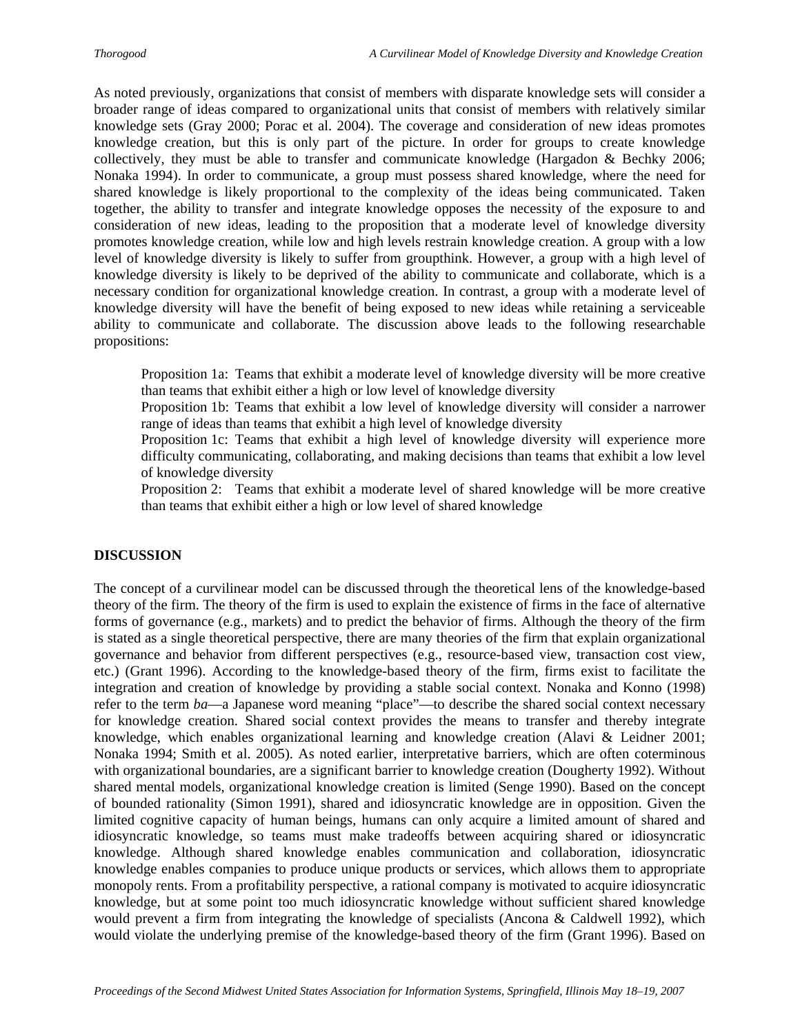As noted previously, organizations that consist of members with disparate knowledge sets will consider a broader range of ideas compared to organizational units that consist of members with relatively similar knowledge sets (Gray 2000; Porac et al. 2004). The coverage and consideration of new ideas promotes knowledge creation, but this is only part of the picture. In order for groups to create knowledge collectively, they must be able to transfer and communicate knowledge (Hargadon & Bechky 2006; Nonaka 1994). In order to communicate, a group must possess shared knowledge, where the need for shared knowledge is likely proportional to the complexity of the ideas being communicated. Taken together, the ability to transfer and integrate knowledge opposes the necessity of the exposure to and consideration of new ideas, leading to the proposition that a moderate level of knowledge diversity promotes knowledge creation, while low and high levels restrain knowledge creation. A group with a low level of knowledge diversity is likely to suffer from groupthink. However, a group with a high level of knowledge diversity is likely to be deprived of the ability to communicate and collaborate, which is a necessary condition for organizational knowledge creation. In contrast, a group with a moderate level of knowledge diversity will have the benefit of being exposed to new ideas while retaining a serviceable ability to communicate and collaborate. The discussion above leads to the following researchable propositions:

> Proposition 1a: Teams that exhibit a moderate level of knowledge diversity will be more creative than teams that exhibit either a high or low level of knowledge diversity
>
> Proposition 1b: Teams that exhibit a low level of knowledge diversity will consider a narrower range of ideas than teams that exhibit a high level of knowledge diversity
>
> Proposition 1c: Teams that exhibit a high level of knowledge diversity will experience more difficulty communicating, collaborating, and making decisions than teams that exhibit a low level of knowledge diversity
>
> Proposition 2: Teams that exhibit a moderate level of shared knowledge will be more creative than teams that exhibit either a high or low level of shared knowledge

## DISCUSSION

The concept of a curvilinear model can be discussed through the theoretical lens of the knowledge-based theory of the firm. The theory of the firm is used to explain the existence of firms in the face of alternative forms of governance (e.g., markets) and to predict the behavior of firms. Although the theory of the firm is stated as a single theoretical perspective, there are many theories of the firm that explain organizational governance and behavior from different perspectives (e.g., resource-based view, transaction cost view, etc.) (Grant 1996). According to the knowledge-based theory of the firm, firms exist to facilitate the integration and creation of knowledge by providing a stable social context. Nonaka and Konno (1998) refer to the term *ba*—a Japanese word meaning "place"—to describe the shared social context necessary for knowledge creation. Shared social context provides the means to transfer and thereby integrate knowledge, which enables organizational learning and knowledge creation (Alavi & Leidner 2001; Nonaka 1994; Smith et al. 2005). As noted earlier, interpretative barriers, which are often coterminous with organizational boundaries, are a significant barrier to knowledge creation (Dougherty 1992). Without shared mental models, organizational knowledge creation is limited (Senge 1990). Based on the concept of bounded rationality (Simon 1991), shared and idiosyncratic knowledge are in opposition. Given the limited cognitive capacity of human beings, humans can only acquire a limited amount of shared and idiosyncratic knowledge, so teams must make tradeoffs between acquiring shared or idiosyncratic knowledge. Although shared knowledge enables communication and collaboration, idiosyncratic knowledge enables companies to produce unique products or services, which allows them to appropriate monopoly rents. From a profitability perspective, a rational company is motivated to acquire idiosyncratic knowledge, but at some point too much idiosyncratic knowledge without sufficient shared knowledge would prevent a firm from integrating the knowledge of specialists (Ancona & Caldwell 1992), which would violate the underlying premise of the knowledge-based theory of the firm (Grant 1996). Based on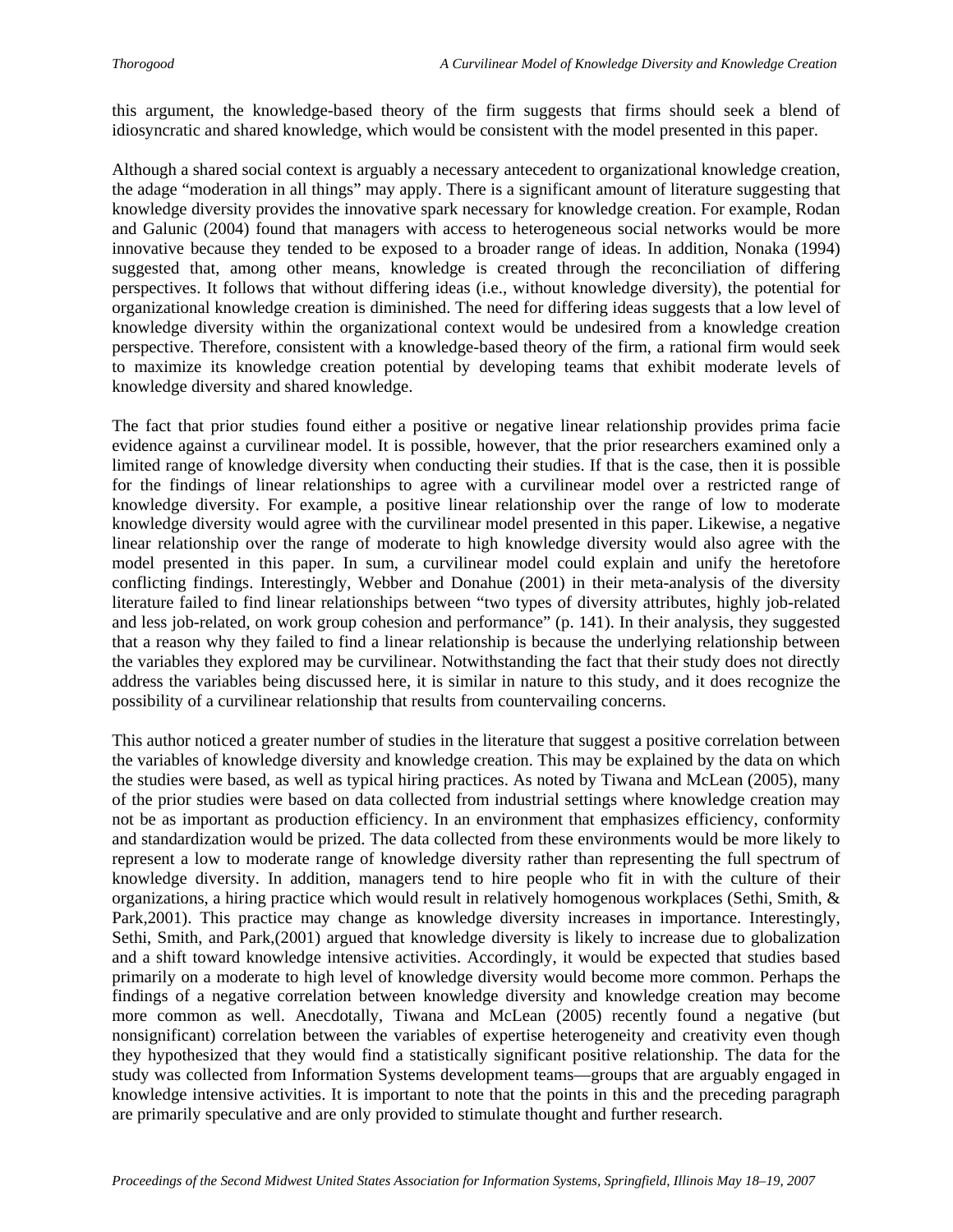this argument, the knowledge-based theory of the firm suggests that firms should seek a blend of idiosyncratic and shared knowledge, which would be consistent with the model presented in this paper.

Although a shared social context is arguably a necessary antecedent to organizational knowledge creation, the adage "moderation in all things" may apply. There is a significant amount of literature suggesting that knowledge diversity provides the innovative spark necessary for knowledge creation. For example, Rodan and Galunic (2004) found that managers with access to heterogeneous social networks would be more innovative because they tended to be exposed to a broader range of ideas. In addition, Nonaka (1994) suggested that, among other means, knowledge is created through the reconciliation of differing perspectives. It follows that without differing ideas (i.e., without knowledge diversity), the potential for organizational knowledge creation is diminished. The need for differing ideas suggests that a low level of knowledge diversity within the organizational context would be undesired from a knowledge creation perspective. Therefore, consistent with a knowledge-based theory of the firm, a rational firm would seek to maximize its knowledge creation potential by developing teams that exhibit moderate levels of knowledge diversity and shared knowledge.

The fact that prior studies found either a positive or negative linear relationship provides prima facie evidence against a curvilinear model. It is possible, however, that the prior researchers examined only a limited range of knowledge diversity when conducting their studies. If that is the case, then it is possible for the findings of linear relationships to agree with a curvilinear model over a restricted range of knowledge diversity. For example, a positive linear relationship over the range of low to moderate knowledge diversity would agree with the curvilinear model presented in this paper. Likewise, a negative linear relationship over the range of moderate to high knowledge diversity would also agree with the model presented in this paper. In sum, a curvilinear model could explain and unify the heretofore conflicting findings. Interestingly, Webber and Donahue (2001) in their meta-analysis of the diversity literature failed to find linear relationships between "two types of diversity attributes, highly job-related and less job-related, on work group cohesion and performance" (p. 141). In their analysis, they suggested that a reason why they failed to find a linear relationship is because the underlying relationship between the variables they explored may be curvilinear. Notwithstanding the fact that their study does not directly address the variables being discussed here, it is similar in nature to this study, and it does recognize the possibility of a curvilinear relationship that results from countervailing concerns.

This author noticed a greater number of studies in the literature that suggest a positive correlation between the variables of knowledge diversity and knowledge creation. This may be explained by the data on which the studies were based, as well as typical hiring practices. As noted by Tiwana and McLean (2005), many of the prior studies were based on data collected from industrial settings where knowledge creation may not be as important as production efficiency. In an environment that emphasizes efficiency, conformity and standardization would be prized. The data collected from these environments would be more likely to represent a low to moderate range of knowledge diversity rather than representing the full spectrum of knowledge diversity. In addition, managers tend to hire people who fit in with the culture of their organizations, a hiring practice which would result in relatively homogenous workplaces (Sethi, Smith, & Park,2001). This practice may change as knowledge diversity increases in importance. Interestingly, Sethi, Smith, and Park,(2001) argued that knowledge diversity is likely to increase due to globalization and a shift toward knowledge intensive activities. Accordingly, it would be expected that studies based primarily on a moderate to high level of knowledge diversity would become more common. Perhaps the findings of a negative correlation between knowledge diversity and knowledge creation may become more common as well. Anecdotally, Tiwana and McLean (2005) recently found a negative (but nonsignificant) correlation between the variables of expertise heterogeneity and creativity even though they hypothesized that they would find a statistically significant positive relationship. The data for the study was collected from Information Systems development teams—groups that are arguably engaged in knowledge intensive activities. It is important to note that the points in this and the preceding paragraph are primarily speculative and are only provided to stimulate thought and further research.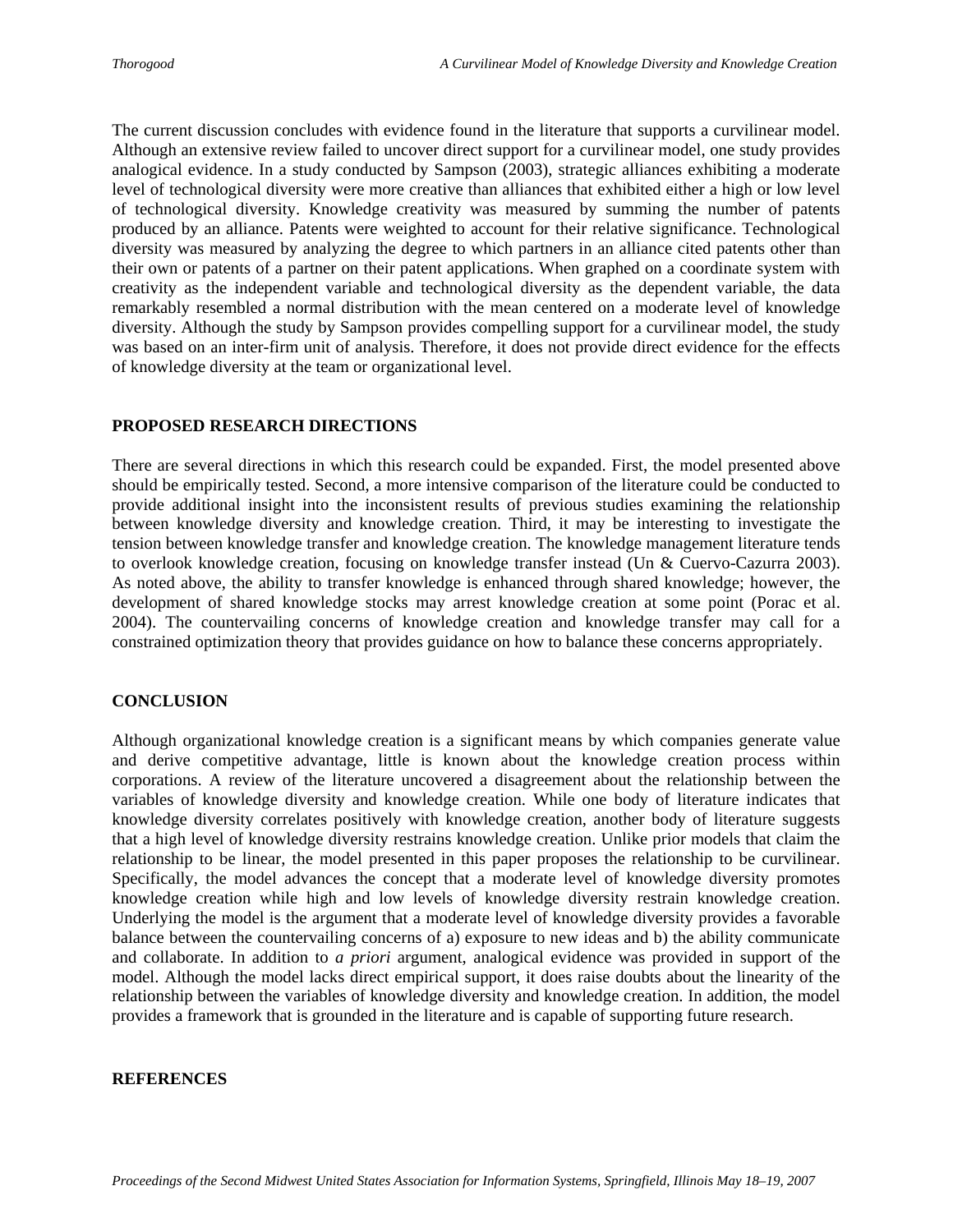The current discussion concludes with evidence found in the literature that supports a curvilinear model. Although an extensive review failed to uncover direct support for a curvilinear model, one study provides analogical evidence. In a study conducted by Sampson (2003), strategic alliances exhibiting a moderate level of technological diversity were more creative than alliances that exhibited either a high or low level of technological diversity. Knowledge creativity was measured by summing the number of patents produced by an alliance. Patents were weighted to account for their relative significance. Technological diversity was measured by analyzing the degree to which partners in an alliance cited patents other than their own or patents of a partner on their patent applications. When graphed on a coordinate system with creativity as the independent variable and technological diversity as the dependent variable, the data remarkably resembled a normal distribution with the mean centered on a moderate level of knowledge diversity. Although the study by Sampson provides compelling support for a curvilinear model, the study was based on an inter-firm unit of analysis. Therefore, it does not provide direct evidence for the effects of knowledge diversity at the team or organizational level.

## PROPOSED RESEARCH DIRECTIONS

There are several directions in which this research could be expanded. First, the model presented above should be empirically tested. Second, a more intensive comparison of the literature could be conducted to provide additional insight into the inconsistent results of previous studies examining the relationship between knowledge diversity and knowledge creation. Third, it may be interesting to investigate the tension between knowledge transfer and knowledge creation. The knowledge management literature tends to overlook knowledge creation, focusing on knowledge transfer instead (Un & Cuervo-Cazurra 2003). As noted above, the ability to transfer knowledge is enhanced through shared knowledge; however, the development of shared knowledge stocks may arrest knowledge creation at some point (Porac et al. 2004). The countervailing concerns of knowledge creation and knowledge transfer may call for a constrained optimization theory that provides guidance on how to balance these concerns appropriately.

## CONCLUSION

Although organizational knowledge creation is a significant means by which companies generate value and derive competitive advantage, little is known about the knowledge creation process within corporations. A review of the literature uncovered a disagreement about the relationship between the variables of knowledge diversity and knowledge creation. While one body of literature indicates that knowledge diversity correlates positively with knowledge creation, another body of literature suggests that a high level of knowledge diversity restrains knowledge creation. Unlike prior models that claim the relationship to be linear, the model presented in this paper proposes the relationship to be curvilinear. Specifically, the model advances the concept that a moderate level of knowledge diversity promotes knowledge creation while high and low levels of knowledge diversity restrain knowledge creation. Underlying the model is the argument that a moderate level of knowledge diversity provides a favorable balance between the countervailing concerns of a) exposure to new ideas and b) the ability communicate and collaborate. In addition to *a priori* argument, analogical evidence was provided in support of the model. Although the model lacks direct empirical support, it does raise doubts about the linearity of the relationship between the variables of knowledge diversity and knowledge creation. In addition, the model provides a framework that is grounded in the literature and is capable of supporting future research.

## REFERENCES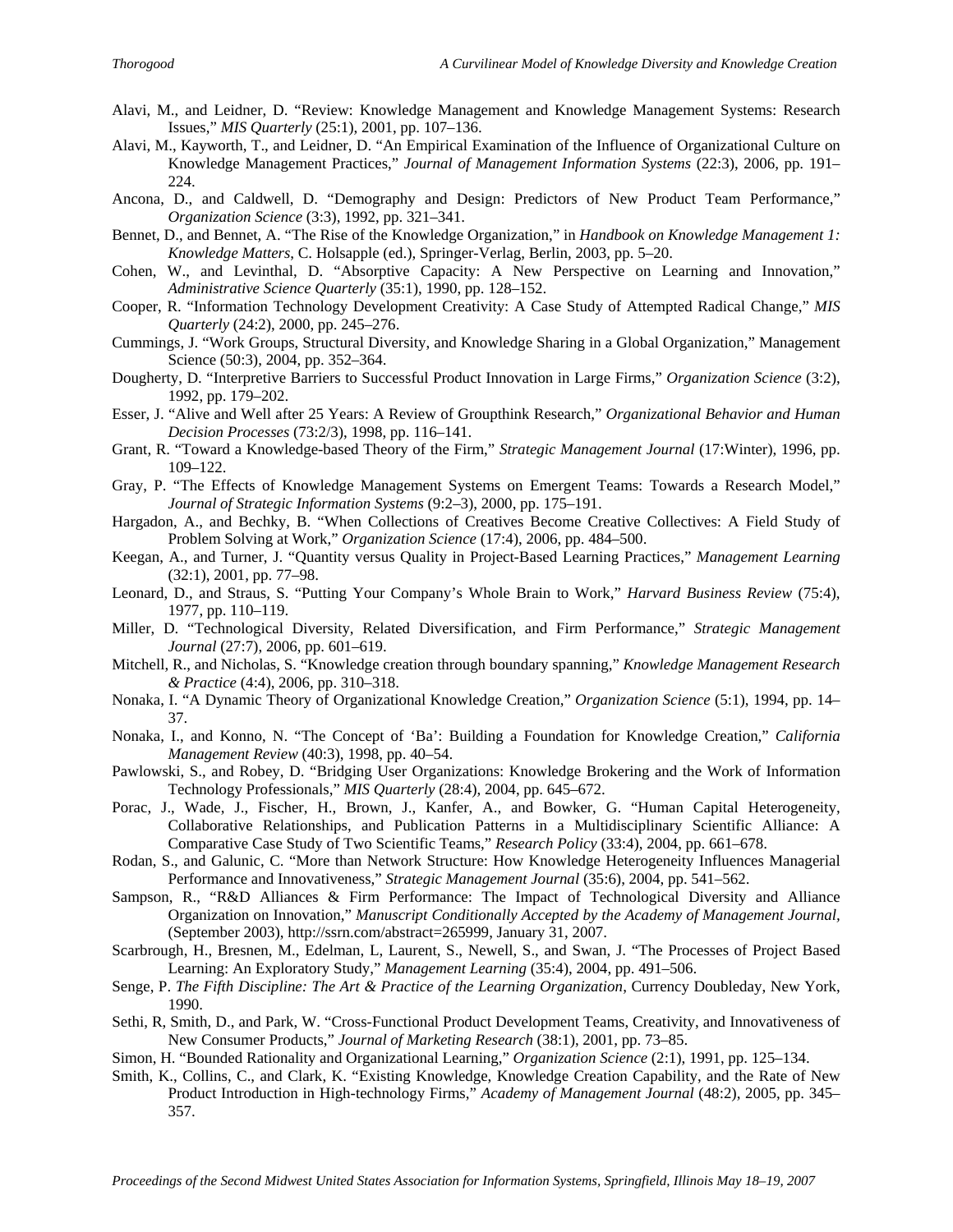Alavi, M., and Leidner, D. "Review: Knowledge Management and Knowledge Management Systems: Research Issues," *MIS Quarterly* (25:1), 2001, pp. 107–136.

Alavi, M., Kayworth, T., and Leidner, D. "An Empirical Examination of the Influence of Organizational Culture on Knowledge Management Practices," *Journal of Management Information Systems* (22:3), 2006, pp. 191–224.

Ancona, D., and Caldwell, D. "Demography and Design: Predictors of New Product Team Performance," *Organization Science* (3:3), 1992, pp. 321–341.

Bennet, D., and Bennet, A. "The Rise of the Knowledge Organization," in *Handbook on Knowledge Management 1: Knowledge Matters*, C. Holsapple (ed.), Springer-Verlag, Berlin, 2003, pp. 5–20.

Cohen, W., and Levinthal, D. "Absorptive Capacity: A New Perspective on Learning and Innovation," *Administrative Science Quarterly* (35:1), 1990, pp. 128–152.

Cooper, R. "Information Technology Development Creativity: A Case Study of Attempted Radical Change," *MIS Quarterly* (24:2), 2000, pp. 245–276.

Cummings, J. "Work Groups, Structural Diversity, and Knowledge Sharing in a Global Organization," Management Science (50:3), 2004, pp. 352–364.

Dougherty, D. "Interpretive Barriers to Successful Product Innovation in Large Firms," *Organization Science* (3:2), 1992, pp. 179–202.

Esser, J. "Alive and Well after 25 Years: A Review of Groupthink Research," *Organizational Behavior and Human Decision Processes* (73:2/3), 1998, pp. 116–141.

Grant, R. "Toward a Knowledge-based Theory of the Firm," *Strategic Management Journal* (17:Winter), 1996, pp. 109–122.

Gray, P. "The Effects of Knowledge Management Systems on Emergent Teams: Towards a Research Model," *Journal of Strategic Information Systems* (9:2–3), 2000, pp. 175–191.

Hargadon, A., and Bechky, B. "When Collections of Creatives Become Creative Collectives: A Field Study of Problem Solving at Work," *Organization Science* (17:4), 2006, pp. 484–500.

Keegan, A., and Turner, J. "Quantity versus Quality in Project-Based Learning Practices," *Management Learning* (32:1), 2001, pp. 77–98.

Leonard, D., and Straus, S. "Putting Your Company's Whole Brain to Work," *Harvard Business Review* (75:4), 1977, pp. 110–119.

Miller, D. "Technological Diversity, Related Diversification, and Firm Performance," *Strategic Management Journal* (27:7), 2006, pp. 601–619.

Mitchell, R., and Nicholas, S. "Knowledge creation through boundary spanning," *Knowledge Management Research & Practice* (4:4), 2006, pp. 310–318.

Nonaka, I. "A Dynamic Theory of Organizational Knowledge Creation," *Organization Science* (5:1), 1994, pp. 14–37.

Nonaka, I., and Konno, N. "The Concept of 'Ba': Building a Foundation for Knowledge Creation," *California Management Review* (40:3), 1998, pp. 40–54.

Pawlowski, S., and Robey, D. "Bridging User Organizations: Knowledge Brokering and the Work of Information Technology Professionals," *MIS Quarterly* (28:4), 2004, pp. 645–672.

Porac, J., Wade, J., Fischer, H., Brown, J., Kanfer, A., and Bowker, G. "Human Capital Heterogeneity, Collaborative Relationships, and Publication Patterns in a Multidisciplinary Scientific Alliance: A Comparative Case Study of Two Scientific Teams," *Research Policy* (33:4), 2004, pp. 661–678.

Rodan, S., and Galunic, C. "More than Network Structure: How Knowledge Heterogeneity Influences Managerial Performance and Innovativeness," *Strategic Management Journal* (35:6), 2004, pp. 541–562.

Sampson, R., "R&D Alliances & Firm Performance: The Impact of Technological Diversity and Alliance Organization on Innovation," *Manuscript Conditionally Accepted by the Academy of Management Journal*, (September 2003), http://ssrn.com/abstract=265999, January 31, 2007.

Scarbrough, H., Bresnen, M., Edelman, L, Laurent, S., Newell, S., and Swan, J. "The Processes of Project Based Learning: An Exploratory Study," *Management Learning* (35:4), 2004, pp. 491–506.

Senge, P. *The Fifth Discipline: The Art & Practice of the Learning Organization*, Currency Doubleday, New York, 1990.

Sethi, R, Smith, D., and Park, W. "Cross-Functional Product Development Teams, Creativity, and Innovativeness of New Consumer Products," *Journal of Marketing Research* (38:1), 2001, pp. 73–85.

Simon, H. "Bounded Rationality and Organizational Learning," *Organization Science* (2:1), 1991, pp. 125–134.

Smith, K., Collins, C., and Clark, K. "Existing Knowledge, Knowledge Creation Capability, and the Rate of New Product Introduction in High-technology Firms," *Academy of Management Journal* (48:2), 2005, pp. 345–357.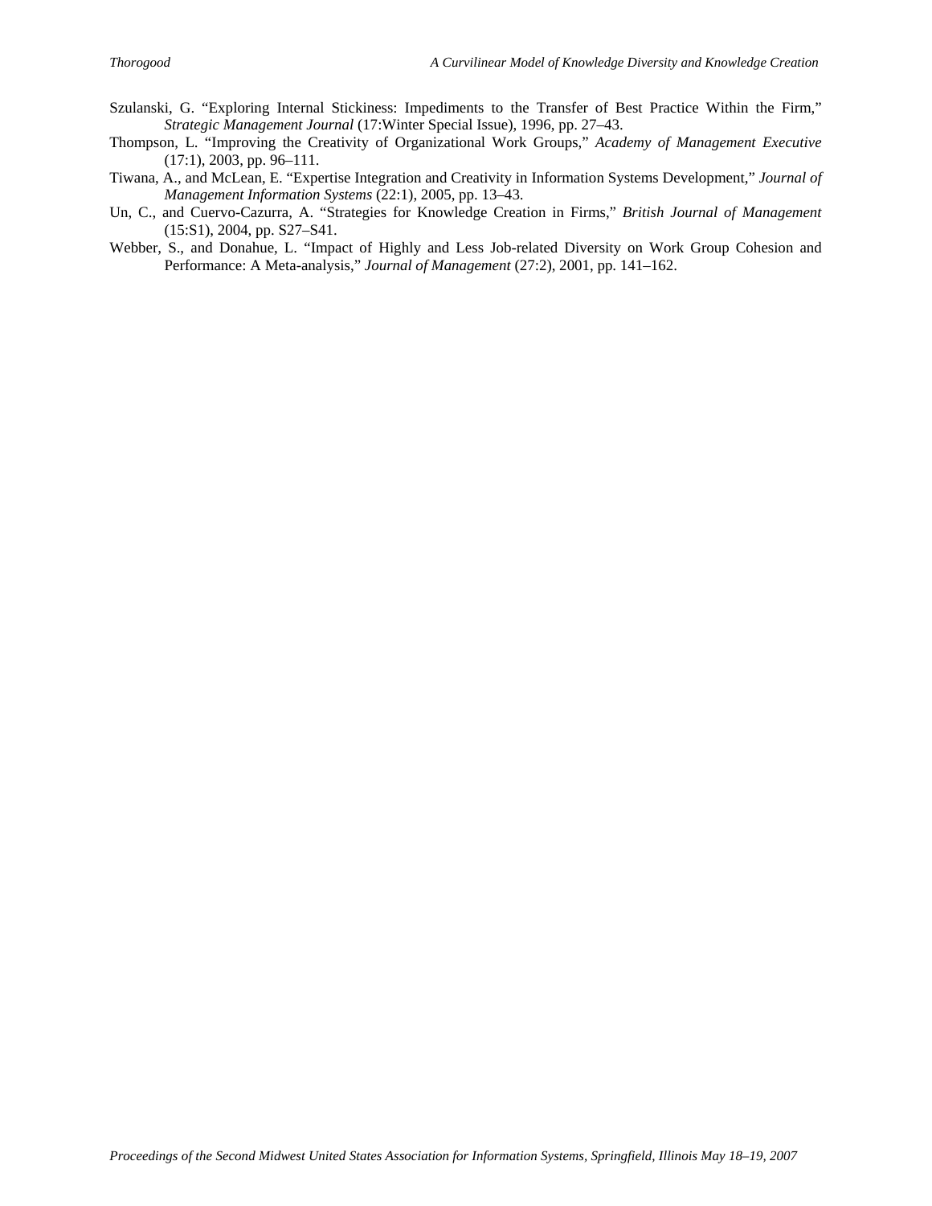Szulanski, G. "Exploring Internal Stickiness: Impediments to the Transfer of Best Practice Within the Firm," *Strategic Management Journal* (17:Winter Special Issue), 1996, pp. 27–43.

Thompson, L. "Improving the Creativity of Organizational Work Groups," *Academy of Management Executive* (17:1), 2003, pp. 96–111.

Tiwana, A., and McLean, E. "Expertise Integration and Creativity in Information Systems Development," *Journal of Management Information Systems* (22:1), 2005, pp. 13–43.

Un, C., and Cuervo-Cazurra, A. "Strategies for Knowledge Creation in Firms," *British Journal of Management* (15:S1), 2004, pp. S27–S41.

Webber, S., and Donahue, L. "Impact of Highly and Less Job-related Diversity on Work Group Cohesion and Performance: A Meta-analysis," *Journal of Management* (27:2), 2001, pp. 141–162.